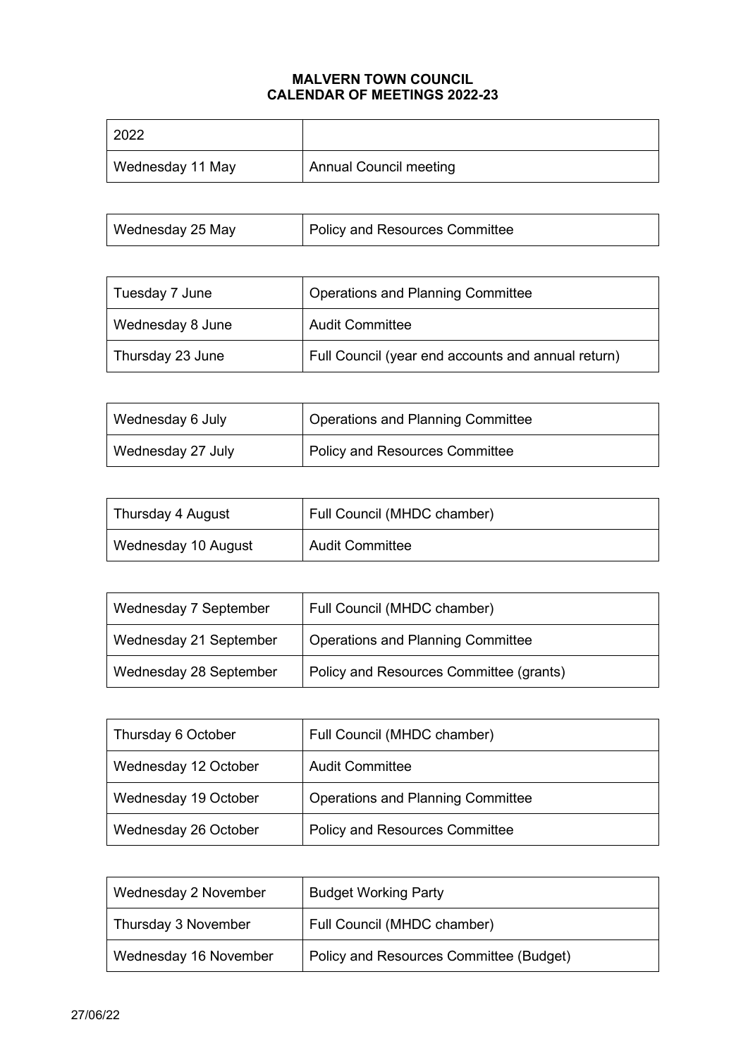**MALVERN TOWN COUNCIL**
**CALENDAR OF MEETINGS 2022-23**

| 2022 | |
|---|---|
| Wednesday 11 May | Annual Council meeting |

| | |
|---|---|
| Wednesday 25 May | Policy and Resources Committee |

| | |
|---|---|
| Tuesday 7 June | Operations and Planning Committee |
| Wednesday 8 June | Audit Committee |
| Thursday 23 June | Full Council (year end accounts and annual return) |

| | |
|---|---|
| Wednesday 6 July | Operations and Planning Committee |
| Wednesday 27 July | Policy and Resources Committee |

| | |
|---|---|
| Thursday 4 August | Full Council (MHDC chamber) |
| Wednesday 10 August | Audit Committee |

| | |
|---|---|
| Wednesday 7 September | Full Council (MHDC chamber) |
| Wednesday 21 September | Operations and Planning Committee |
| Wednesday 28 September | Policy and Resources Committee (grants) |

| | |
|---|---|
| Thursday 6 October | Full Council (MHDC chamber) |
| Wednesday 12 October | Audit Committee |
| Wednesday 19 October | Operations and Planning Committee |
| Wednesday 26 October | Policy and Resources Committee |

| | |
|---|---|
| Wednesday 2 November | Budget Working Party |
| Thursday 3 November | Full Council (MHDC chamber) |
| Wednesday 16 November | Policy and Resources Committee (Budget) |

27/06/22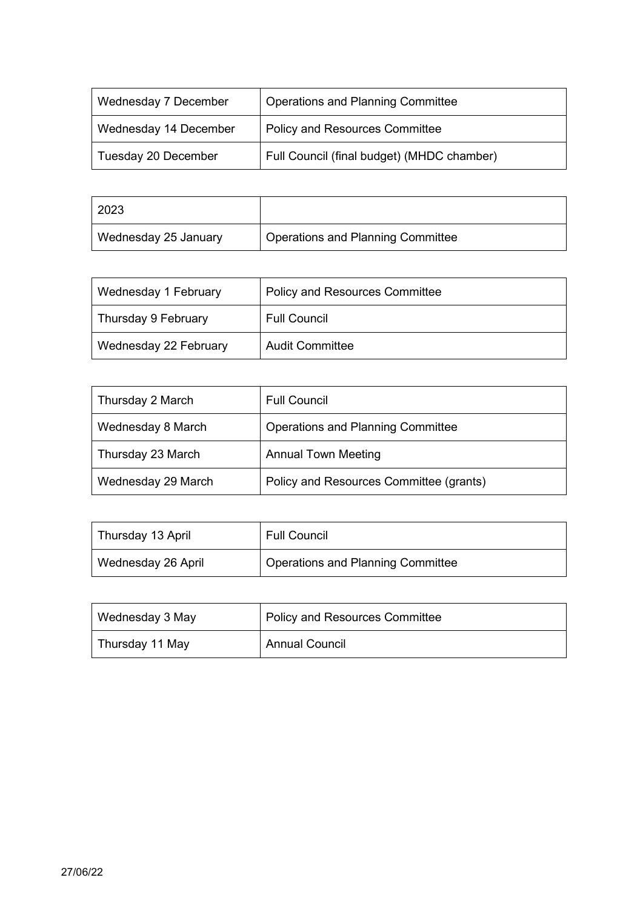| | |
|---|---|
| Wednesday 7 December | Operations and Planning Committee |
| Wednesday 14 December | Policy and Resources Committee |
| Tuesday 20 December | Full Council (final budget) (MHDC chamber) |

| | |
|---|---|
| 2023 | |
| Wednesday 25 January | Operations and Planning Committee |

| | |
|---|---|
| Wednesday 1 February | Policy and Resources Committee |
| Thursday 9 February | Full Council |
| Wednesday 22 February | Audit Committee |

| | |
|---|---|
| Thursday 2 March | Full Council |
| Wednesday 8 March | Operations and Planning Committee |
| Thursday 23 March | Annual Town Meeting |
| Wednesday 29 March | Policy and Resources Committee (grants) |

| | |
|---|---|
| Thursday 13 April | Full Council |
| Wednesday 26 April | Operations and Planning Committee |

| | |
|---|---|
| Wednesday 3 May | Policy and Resources Committee |
| Thursday 11 May | Annual Council |

27/06/22